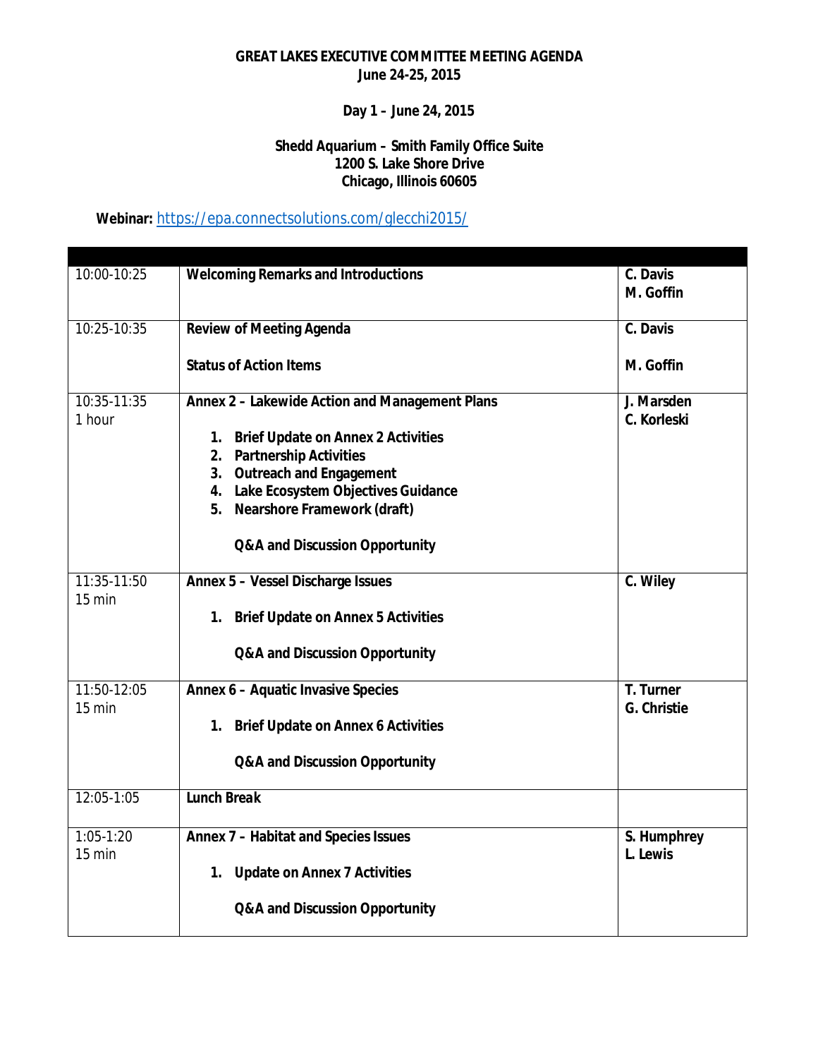**GREAT LAKES EXECUTIVE COMMITTEE MEETING AGENDA**
**June 24-25, 2015**

**Day 1 – June 24, 2015**

**Shedd Aquarium – Smith Family Office Suite**
**1200 S. Lake Shore Drive**
**Chicago, Illinois 60605**

**Webinar:** https://epa.connectsolutions.com/glecchi2015/

| | | |
|---|---|---|
| 10:00-10:25 | **Welcoming Remarks and Introductions** | **C. Davis**<br>**M. Goffin** |
| 10:25-10:35 | **Review of Meeting Agenda**<br><br>**Status of Action Items** | **C. Davis**<br><br>**M. Goffin** |
| 10:35-11:35<br>1 hour | **Annex 2 – Lakewide Action and Management Plans**<br><br>**1. Brief Update on Annex 2 Activities**<br>**2. Partnership Activities**<br>**3. Outreach and Engagement**<br>**4. Lake Ecosystem Objectives Guidance**<br>**5. Nearshore Framework (draft)**<br><br>**Q&A and Discussion Opportunity** | **J. Marsden**<br>**C. Korleski** |
| 11:35-11:50<br>15 min | **Annex 5 – Vessel Discharge Issues**<br><br>**1. Brief Update on Annex 5 Activities**<br><br>**Q&A and Discussion Opportunity** | **C. Wiley** |
| 11:50-12:05<br>15 min | **Annex 6 – Aquatic Invasive Species**<br><br>**1. Brief Update on Annex 6 Activities**<br><br>**Q&A and Discussion Opportunity** | **T. Turner**<br>**G. Christie** |
| 12:05-1:05 | ***Lunch Break*** | |
| 1:05-1:20<br>15 min | **Annex 7 – Habitat and Species Issues**<br><br>**1. Update on Annex 7 Activities**<br><br>**Q&A and Discussion Opportunity** | **S. Humphrey**<br>**L. Lewis** |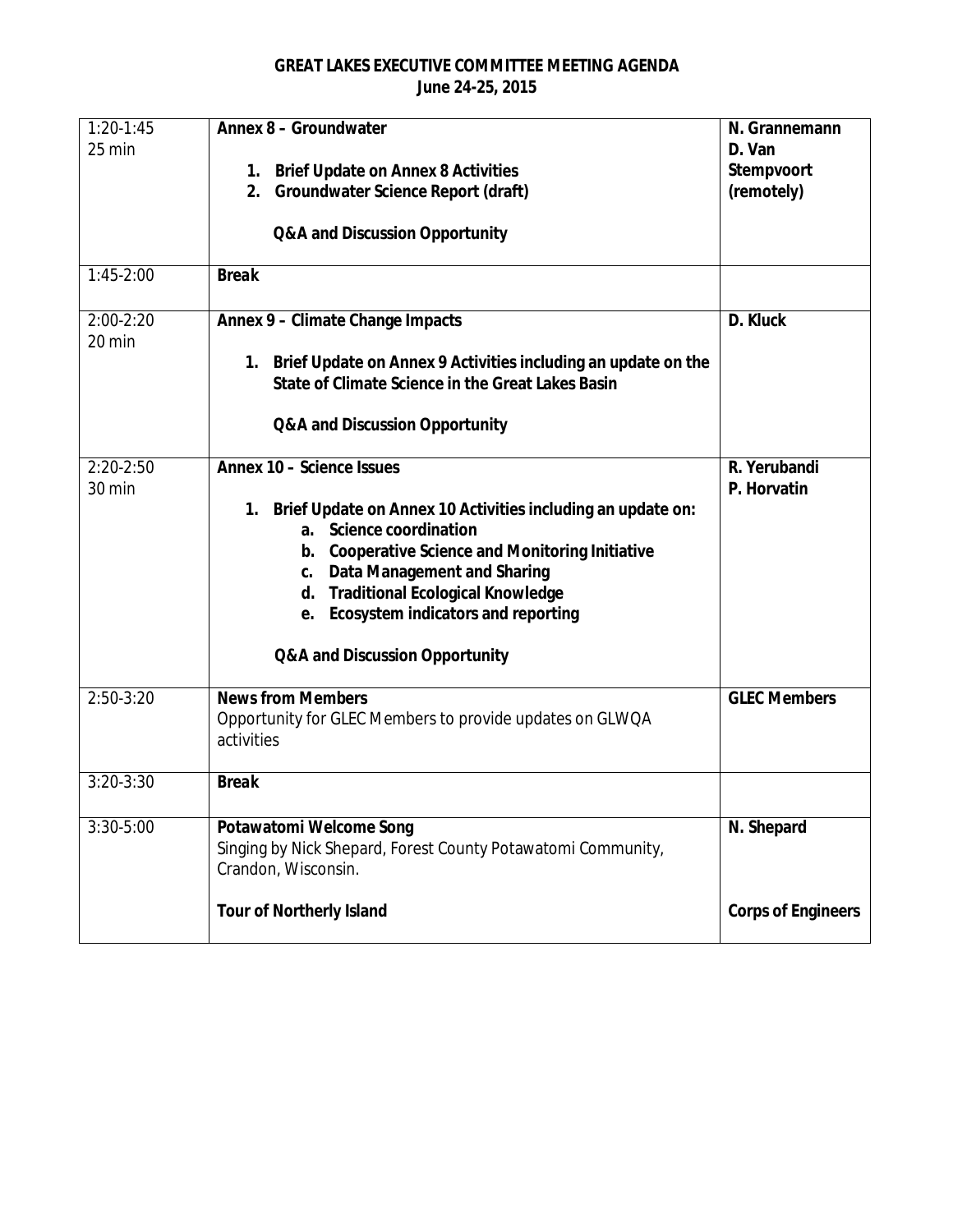**GREAT LAKES EXECUTIVE COMMITTEE MEETING AGENDA**
**June 24-25, 2015**

| | | |
|---|---|---|
| 1:20-1:45<br>25 min | **Annex 8 – Groundwater**<br><br>1. **Brief Update on Annex 8 Activities**<br>2. **Groundwater Science Report (draft)**<br><br>**Q&A and Discussion Opportunity** | **N. Grannemann**<br>**D. Van Stempvoort (remotely)** |
| 1:45-2:00 | **Break** | |
| 2:00-2:20<br>20 min | **Annex 9 – Climate Change Impacts**<br><br>1. **Brief Update on Annex 9 Activities including an update on the State of Climate Science in the Great Lakes Basin**<br><br>**Q&A and Discussion Opportunity** | **D. Kluck** |
| 2:20-2:50<br>30 min | **Annex 10 – Science Issues**<br><br>1. **Brief Update on Annex 10 Activities including an update on:**<br>a. **Science coordination**<br>b. **Cooperative Science and Monitoring Initiative**<br>c. **Data Management and Sharing**<br>d. **Traditional Ecological Knowledge**<br>e. **Ecosystem indicators and reporting**<br><br>**Q&A and Discussion Opportunity** | **R. Yerubandi**<br>**P. Horvatin** |
| 2:50-3:20 | **News from Members**<br>Opportunity for GLEC Members to provide updates on GLWQA activities | **GLEC Members** |
| 3:20-3:30 | **Break** | |
| 3:30-5:00 | **Potawatomi Welcome Song**<br>Singing by Nick Shepard, Forest County Potawatomi Community, Crandon, Wisconsin.<br><br>**Tour of Northerly Island** | **N. Shepard**<br><br>**Corps of Engineers** |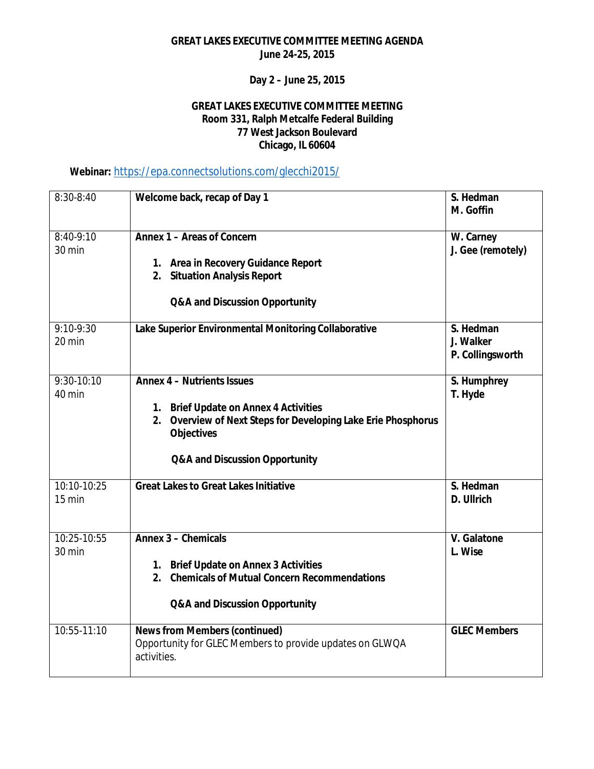**GREAT LAKES EXECUTIVE COMMITTEE MEETING AGENDA**
**June 24-25, 2015**

**Day 2 – June 25, 2015**

**GREAT LAKES EXECUTIVE COMMITTEE MEETING**
**Room 331, Ralph Metcalfe Federal Building**
**77 West Jackson Boulevard**
**Chicago, IL 60604**

**Webinar:** https://epa.connectsolutions.com/glecchi2015/

| | | |
|---|---|---|
| 8:30-8:40 | **Welcome back, recap of Day 1** | **S. Hedman**<br>**M. Goffin** |
| 8:40-9:10<br>30 min | **Annex 1 – Areas of Concern**<br><br>1. **Area in Recovery Guidance Report**<br>2. **Situation Analysis Report**<br><br>**Q&A and Discussion Opportunity** | **W. Carney**<br>**J. Gee (remotely)** |
| 9:10-9:30<br>20 min | **Lake Superior Environmental Monitoring Collaborative** | **S. Hedman**<br>**J. Walker**<br>**P. Collingsworth** |
| 9:30-10:10<br>40 min | **Annex 4 – Nutrients Issues**<br><br>1. **Brief Update on Annex 4 Activities**<br>2. **Overview of Next Steps for Developing Lake Erie Phosphorus Objectives**<br><br>**Q&A and Discussion Opportunity** | **S. Humphrey**<br>**T. Hyde** |
| 10:10-10:25<br>15 min | **Great Lakes to Great Lakes Initiative** | **S. Hedman**<br>**D. Ullrich** |
| 10:25-10:55<br>30 min | **Annex 3 – Chemicals**<br><br>1. **Brief Update on Annex 3 Activities**<br>2. **Chemicals of Mutual Concern Recommendations**<br><br>**Q&A and Discussion Opportunity** | **V. Galatone**<br>**L. Wise** |
| 10:55-11:10 | **News from Members (continued)**<br>Opportunity for GLEC Members to provide updates on GLWQA activities. | **GLEC Members** |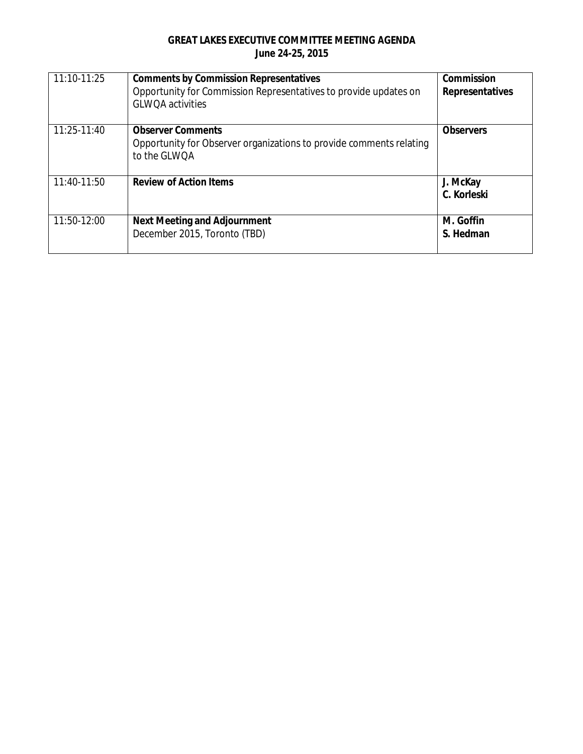| | | |
|---|---|---|
| 11:10-11:25 | **Comments by Commission Representatives**<br>Opportunity for Commission Representatives to provide updates on GLWQA activities | **Commission Representatives** |
| 11:25-11:40 | **Observer Comments**<br>Opportunity for Observer organizations to provide comments relating to the GLWQA | **Observers** |
| 11:40-11:50 | **Review of Action Items** | **J. McKay**<br>**C. Korleski** |
| 11:50-12:00 | **Next Meeting and Adjournment**<br>December 2015, Toronto (TBD) | **M. Goffin**<br>**S. Hedman** |